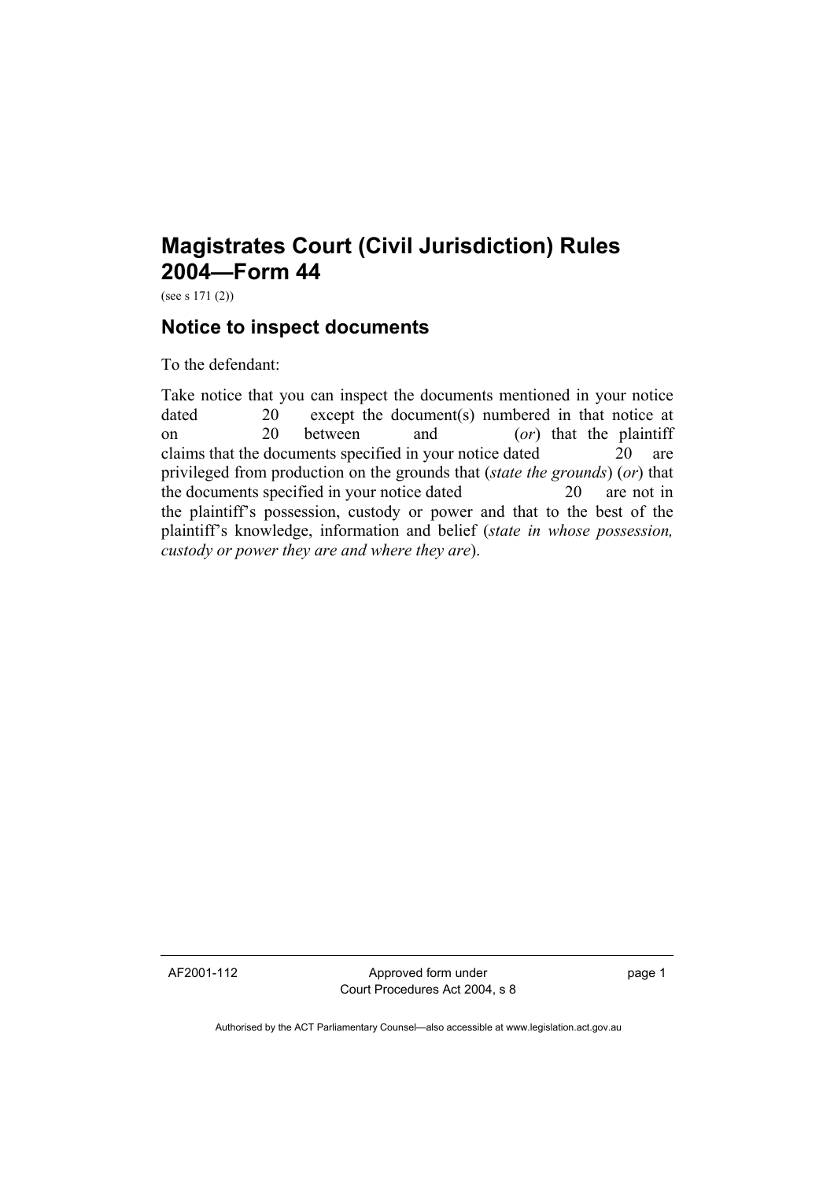# Magistrates Court (Civil Jurisdiction) Rules 2004—Form 44

(see s 171 (2))

## Notice to inspect documents

To the defendant:

Take notice that you can inspect the documents mentioned in your notice dated 20 except the document(s) numbered in that notice at on 20 between and (*or*) that the plaintiff claims that the documents specified in your notice dated 20 are privileged from production on the grounds that (*state the grounds*) (*or*) that the documents specified in your notice dated 20 are not in the plaintiff's possession, custody or power and that to the best of the plaintiff's knowledge, information and belief (*state in whose possession, custody or power they are and where they are*).

AF2001-112

Approved form under Court Procedures Act 2004, s 8

Authorised by the ACT Parliamentary Counsel—also accessible at www.legislation.act.gov.au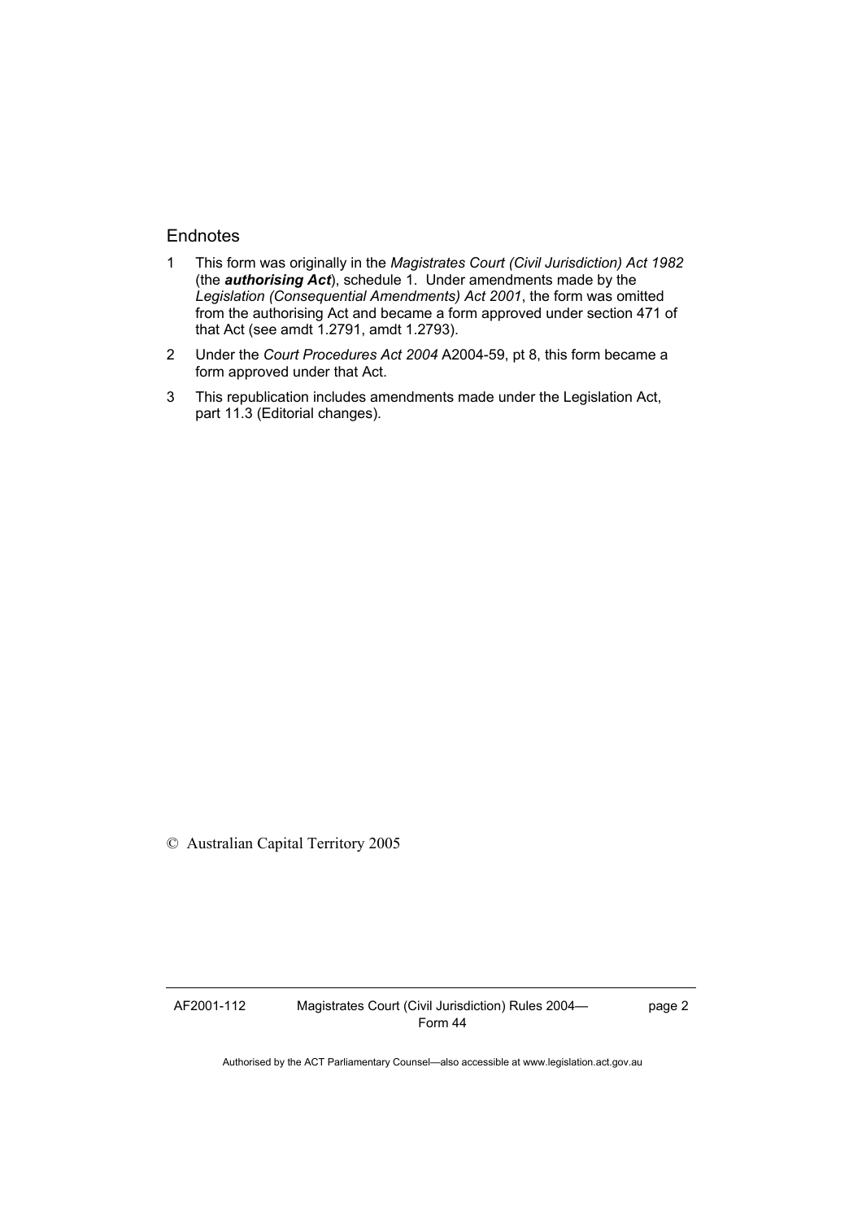## Endnotes

1. This form was originally in the *Magistrates Court (Civil Jurisdiction) Act 1982* (the ***authorising Act***), schedule 1. Under amendments made by the *Legislation (Consequential Amendments) Act 2001*, the form was omitted from the authorising Act and became a form approved under section 471 of that Act (see amdt 1.2791, amdt 1.2793).
2. Under the *Court Procedures Act 2004* A2004-59, pt 8, this form became a form approved under that Act.
3. This republication includes amendments made under the Legislation Act, part 11.3 (Editorial changes).

© Australian Capital Territory 2005